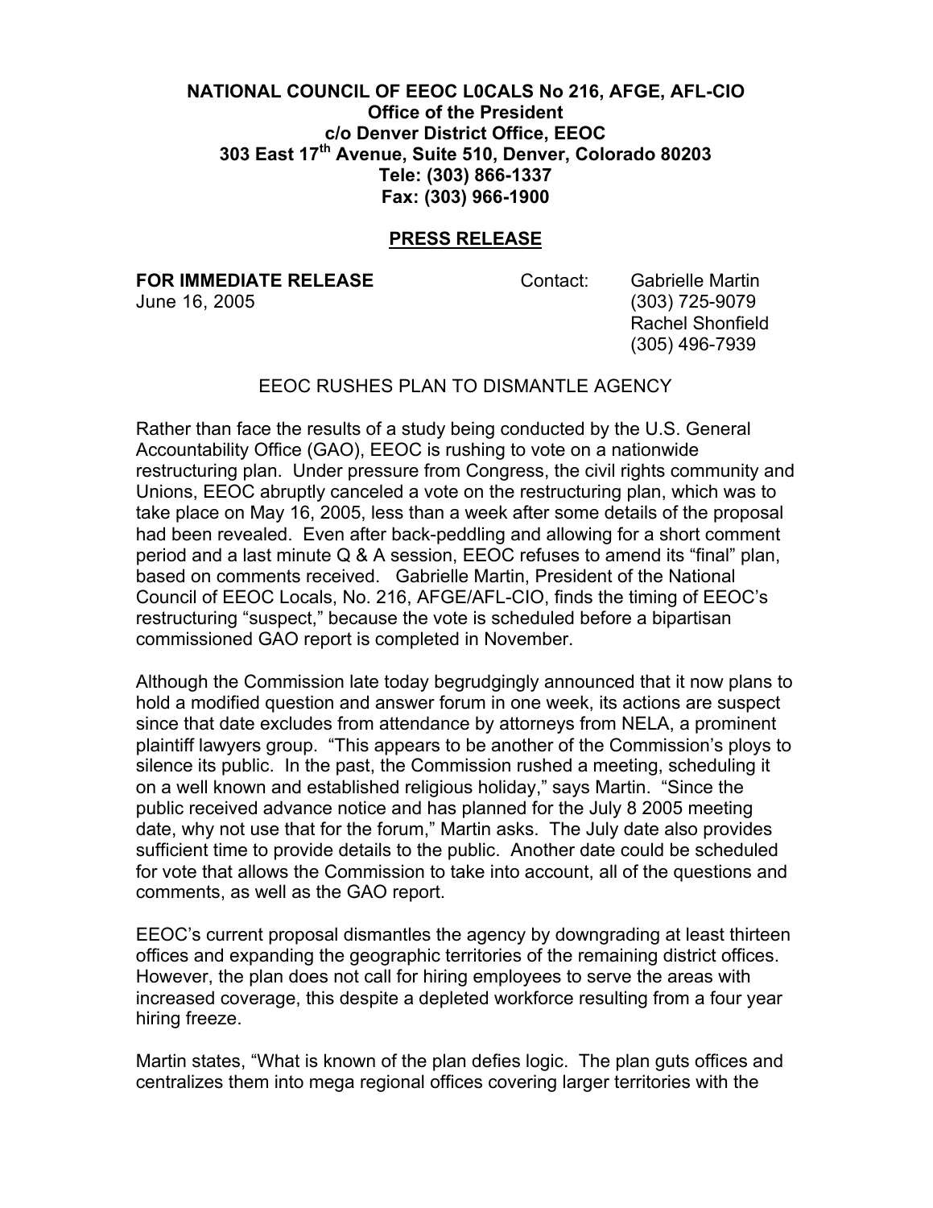**NATIONAL COUNCIL OF EEOC L0CALS No 216, AFGE, AFL-CIO**
**Office of the President**
**c/o Denver District Office, EEOC**
**303 East 17th Avenue, Suite 510, Denver, Colorado 80203**
**Tele: (303) 866-1337**
**Fax: (303) 966-1900**

## PRESS RELEASE

**FOR IMMEDIATE RELEASE**
June 16, 2005

Contact: Gabrielle Martin
(303) 725-9079
Rachel Shonfield
(305) 496-7939

### EEOC RUSHES PLAN TO DISMANTLE AGENCY

Rather than face the results of a study being conducted by the U.S. General Accountability Office (GAO), EEOC is rushing to vote on a nationwide restructuring plan. Under pressure from Congress, the civil rights community and Unions, EEOC abruptly canceled a vote on the restructuring plan, which was to take place on May 16, 2005, less than a week after some details of the proposal had been revealed. Even after back-peddling and allowing for a short comment period and a last minute Q & A session, EEOC refuses to amend its "final" plan, based on comments received. Gabrielle Martin, President of the National Council of EEOC Locals, No. 216, AFGE/AFL-CIO, finds the timing of EEOC's restructuring "suspect," because the vote is scheduled before a bipartisan commissioned GAO report is completed in November.

Although the Commission late today begrudgingly announced that it now plans to hold a modified question and answer forum in one week, its actions are suspect since that date excludes from attendance by attorneys from NELA, a prominent plaintiff lawyers group. "This appears to be another of the Commission's ploys to silence its public. In the past, the Commission rushed a meeting, scheduling it on a well known and established religious holiday," says Martin. "Since the public received advance notice and has planned for the July 8 2005 meeting date, why not use that for the forum," Martin asks. The July date also provides sufficient time to provide details to the public. Another date could be scheduled for vote that allows the Commission to take into account, all of the questions and comments, as well as the GAO report.

EEOC's current proposal dismantles the agency by downgrading at least thirteen offices and expanding the geographic territories of the remaining district offices. However, the plan does not call for hiring employees to serve the areas with increased coverage, this despite a depleted workforce resulting from a four year hiring freeze.

Martin states, "What is known of the plan defies logic. The plan guts offices and centralizes them into mega regional offices covering larger territories with the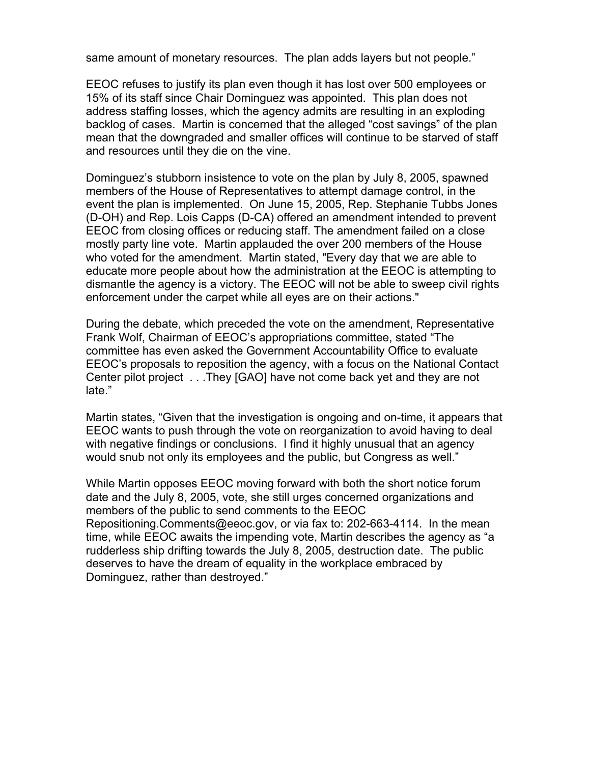same amount of monetary resources. The plan adds layers but not people."

EEOC refuses to justify its plan even though it has lost over 500 employees or 15% of its staff since Chair Dominguez was appointed. This plan does not address staffing losses, which the agency admits are resulting in an exploding backlog of cases. Martin is concerned that the alleged "cost savings" of the plan mean that the downgraded and smaller offices will continue to be starved of staff and resources until they die on the vine.

Dominguez's stubborn insistence to vote on the plan by July 8, 2005, spawned members of the House of Representatives to attempt damage control, in the event the plan is implemented. On June 15, 2005, Rep. Stephanie Tubbs Jones (D-OH) and Rep. Lois Capps (D-CA) offered an amendment intended to prevent EEOC from closing offices or reducing staff. The amendment failed on a close mostly party line vote. Martin applauded the over 200 members of the House who voted for the amendment. Martin stated, "Every day that we are able to educate more people about how the administration at the EEOC is attempting to dismantle the agency is a victory. The EEOC will not be able to sweep civil rights enforcement under the carpet while all eyes are on their actions."

During the debate, which preceded the vote on the amendment, Representative Frank Wolf, Chairman of EEOC's appropriations committee, stated "The committee has even asked the Government Accountability Office to evaluate EEOC's proposals to reposition the agency, with a focus on the National Contact Center pilot project . . .They [GAO] have not come back yet and they are not late."

Martin states, "Given that the investigation is ongoing and on-time, it appears that EEOC wants to push through the vote on reorganization to avoid having to deal with negative findings or conclusions. I find it highly unusual that an agency would snub not only its employees and the public, but Congress as well."

While Martin opposes EEOC moving forward with both the short notice forum date and the July 8, 2005, vote, she still urges concerned organizations and members of the public to send comments to the EEOC Repositioning.Comments@eeoc.gov, or via fax to: 202-663-4114. In the mean time, while EEOC awaits the impending vote, Martin describes the agency as "a rudderless ship drifting towards the July 8, 2005, destruction date. The public deserves to have the dream of equality in the workplace embraced by Dominguez, rather than destroyed."